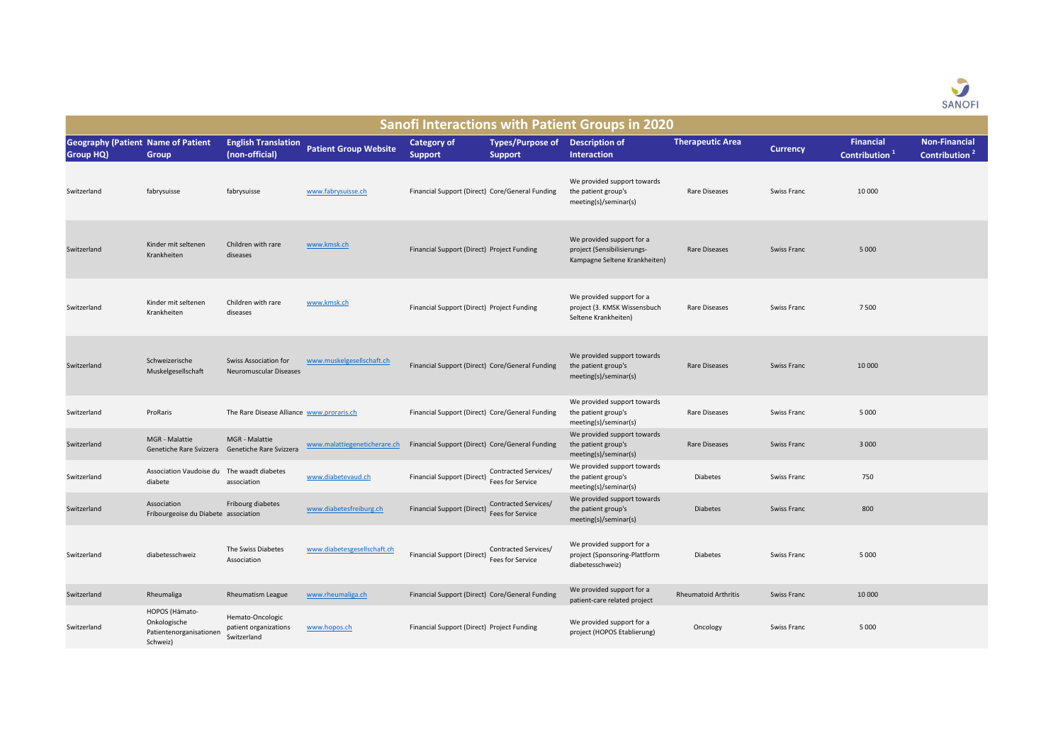# Sanofi Interactions with Patient Groups in 2020

| Geography (Patient Group HQ) | Name of Patient Group | English Translation (non-official) | Patient Group Website | Category of Support | Types/Purpose of Support | Description of Interaction | Therapeutic Area | Currency | Financial Contribution [1] | Non-Financial Contribution [2] |
|---|---|---|---|---|---|---|---|---|---|---|
| Switzerland | fabrysuisse | fabrysuisse | www.fabrysuisse.ch | Financial Support (Direct) | Core/General Funding | We provided support towards the patient group's meeting(s)/seminar(s) | Rare Diseases | Swiss Franc | 10 000 | |
| Switzerland | Kinder mit seltenen Krankheiten | Children with rare diseases | www.kmsk.ch | Financial Support (Direct) | Project Funding | We provided support for a project (Sensibilisierungs-Kampagne Seltene Krankheiten) | Rare Diseases | Swiss Franc | 5 000 | |
| Switzerland | Kinder mit seltenen Krankheiten | Children with rare diseases | www.kmsk.ch | Financial Support (Direct) | Project Funding | We provided support for a project (3. KMSK Wissensbuch Seltene Krankheiten) | Rare Diseases | Swiss Franc | 7 500 | |
| Switzerland | Schweizerische Muskelgesellschaft | Swiss Association for Neuromuscular Diseases | www.muskelgesellschaft.ch | Financial Support (Direct) | Core/General Funding | We provided support towards the patient group's meeting(s)/seminar(s) | Rare Diseases | Swiss Franc | 10 000 | |
| Switzerland | ProRaris | The Rare Disease Alliance | www.proraris.ch | Financial Support (Direct) | Core/General Funding | We provided support towards the patient group's meeting(s)/seminar(s) | Rare Diseases | Swiss Franc | 5 000 | |
| Switzerland | MGR - Malattie Genetiche Rare Svizzera | MGR - Malattie Genetiche Rare Svizzera | www.malattiegeneticherare.ch | Financial Support (Direct) | Core/General Funding | We provided support towards the patient group's meeting(s)/seminar(s) | Rare Diseases | Swiss Franc | 3 000 | |
| Switzerland | Association Vaudoise du diabete | The waadt diabetes association | www.diabetevaud.ch | Financial Support (Direct) | Contracted Services/ Fees for Service | We provided support towards the patient group's meeting(s)/seminar(s) | Diabetes | Swiss Franc | 750 | |
| Switzerland | Association Fribourgeoise du Diabete | Fribourg diabetes association | www.diabetesfreiburg.ch | Financial Support (Direct) | Contracted Services/ Fees for Service | We provided support towards the patient group's meeting(s)/seminar(s) | Diabetes | Swiss Franc | 800 | |
| Switzerland | diabetesschweiz | The Swiss Diabetes Association | www.diabetesgesellschaft.ch | Financial Support (Direct) | Contracted Services/ Fees for Service | We provided support for a project (Sponsoring-Plattform diabetesschweiz) | Diabetes | Swiss Franc | 5 000 | |
| Switzerland | Rheumaliga | Rheumatism League | www.rheumaliga.ch | Financial Support (Direct) | Core/General Funding | We provided support for a patient-care related project | Rheumatoid Arthritis | Swiss Franc | 10 000 | |
| Switzerland | HOPOS (Hämato-Onkologische Patientenorganisationen Schweiz) | Hemato-Oncologic patient organizations Switzerland | www.hopos.ch | Financial Support (Direct) | Project Funding | We provided support for a project (HOPOS Etablierung) | Oncology | Swiss Franc | 5 000 | |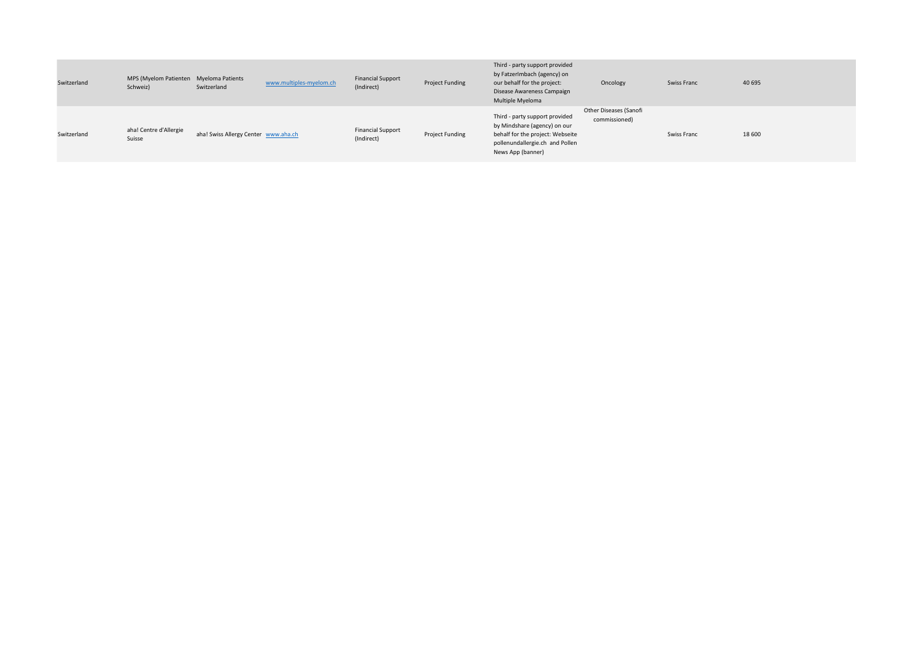| | | | | | | | | | |
|---|---|---|---|---|---|---|---|---|---|
| Switzerland | MPS (Myelom Patienten Schweiz) | Myeloma Patients Switzerland | www.multiples-myelom.ch | Financial Support (Indirect) | Project Funding | Third - party support provided by FatzerImbach (agency) on our behalf for the project: Disease Awareness Campaign Multiple Myeloma | Oncology | Swiss Franc | 40 695 |
| Switzerland | aha! Centre d'Allergie Suisse | aha! Swiss Allergy Center | www.aha.ch | Financial Support (Indirect) | Project Funding | Third - party support provided by Mindshare (agency) on our behalf for the project: Webseite pollenundallergie.ch and Pollen News App (banner) | Other Diseases (Sanofi commissioned) | Swiss Franc | 18 600 |